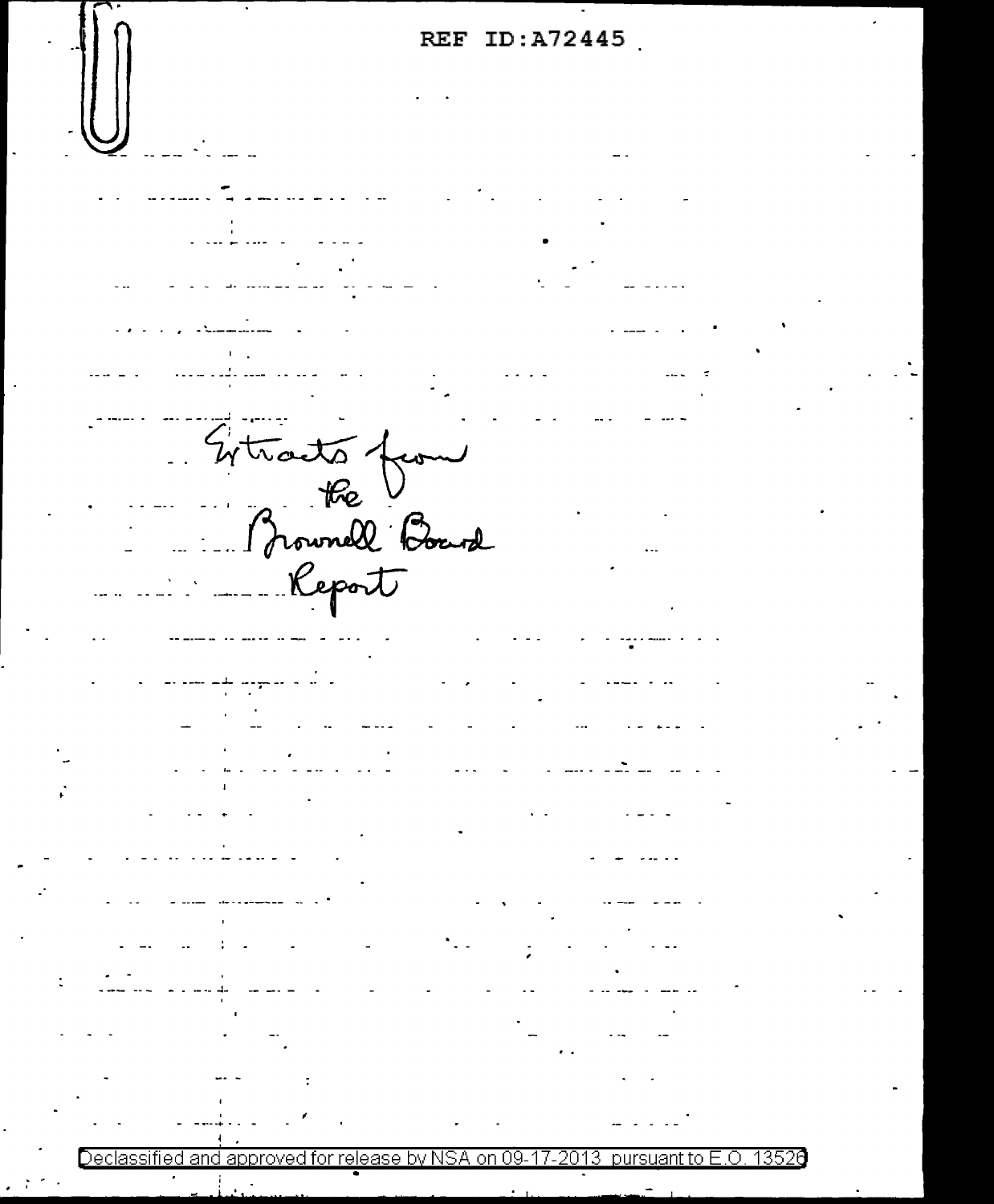Extracts from the Brownell Board Report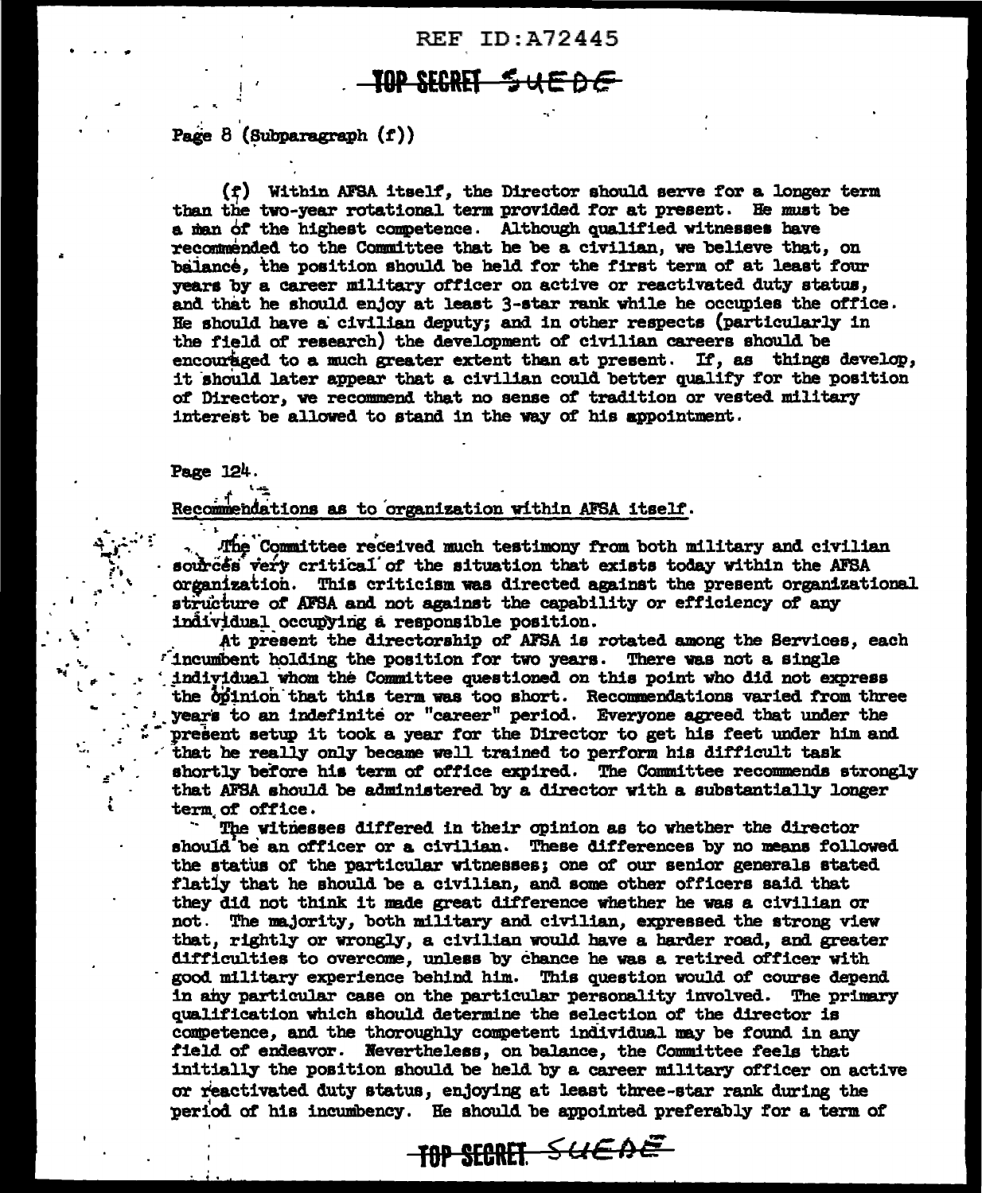REF ID:A72445

TOP SECRET SUEDE

Page 8 (Subparagraph (f))

(f) Within AFSA itself, the Director should serve for a longer term than the two-year rotational term provided for at present. He must be a man of the highest competence. Although qualified witnesses have recommended to the Committee that he be a civilian, we believe that, on balance, the position should be held for the first term of at least four years by a career military officer on active or reactivated duty status, and that he should enjoy at least 3-star rank while he occupies the office. He should have a civilian deputy; and in other respects (particularly in the field of research) the development of civilian careers should be encouraged to a much greater extent than at present. If, as things develop, it should later appear that a civilian could better qualify for the position of Director, we recommend that no sense of tradition or vested military interest be allowed to stand in the way of his appointment.

Page 124.

Recommendations as to organization within AFSA itself.

The Committee received much testimony from both military and civilian sources very critical of the situation that exists today within the AFSA organization. This criticism was directed against the present organizational structure of AFSA and not against the capability or efficiency of any individual occupying a responsible position.

At present the directorship of AFSA is rotated among the Services, each incumbent holding the position for two years. There was not a single individual whom the Committee questioned on this point who did not express the opinion that this term was too short. Recommendations varied from three years to an indefinite or "career" period. Everyone agreed that under the present setup it took a year for the Director to get his feet under him and that he really only became well trained to perform his difficult task shortly before his term of office expired. The Committee recommends strongly that AFSA should be administered by a director with a substantially longer term of office.

The witnesses differed in their opinion as to whether the director should be an officer or a civilian. These differences by no means followed the status of the particular witnesses; one of our senior generals stated flatly that he should be a civilian, and some other officers said that they did not think it made great difference whether he was a civilian or not. The majority, both military and civilian, expressed the strong view that, rightly or wrongly, a civilian would have a harder road, and greater difficulties to overcome, unless by chance he was a retired officer with good military experience behind him. This question would of course depend in any particular case on the particular personality involved. The primary qualification which should determine the selection of the director is competence, and the thoroughly competent individual may be found in any field of endeavor. Nevertheless, on balance, the Committee feels that initially the position should be held by a career military officer on active or reactivated duty status, enjoying at least three-star rank during the period of his incumbency. He should be appointed preferably for a term of

TOP SECRET SUEDE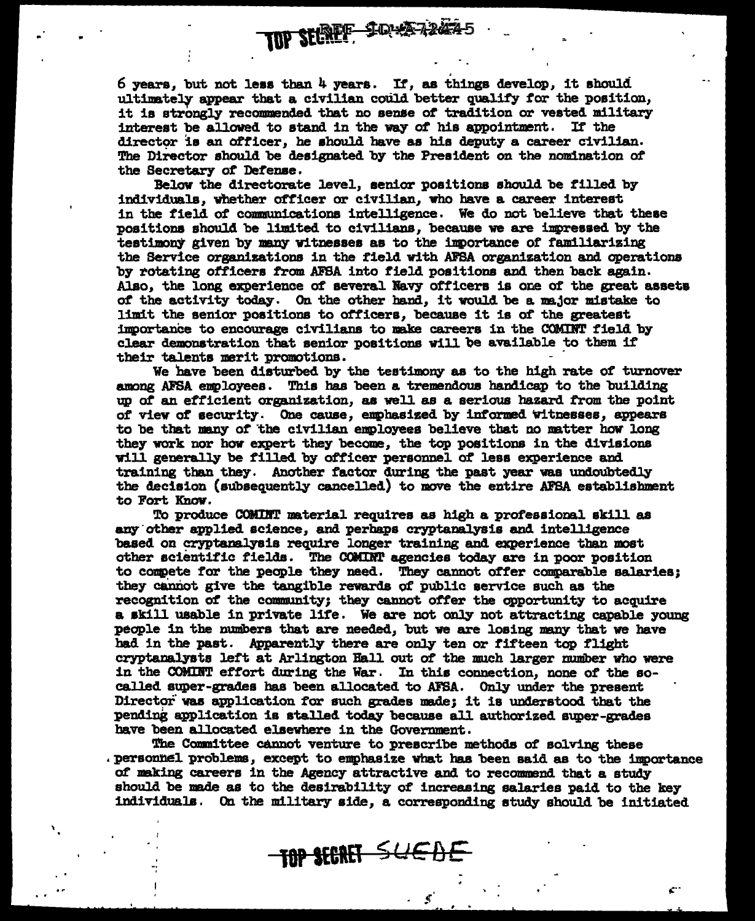6 years, but not less than 4 years. If, as things develop, it should ultimately appear that a civilian could better qualify for the position, it is strongly recommended that no sense of tradition or vested military interest be allowed to stand in the way of his appointment. If the director is an officer, he should have as his deputy a career civilian. The Director should be designated by the President on the nomination of the Secretary of Defense.

Below the directorate level, senior positions should be filled by individuals, whether officer or civilian, who have a career interest in the field of communications intelligence. We do not believe that these positions should be limited to civilians, because we are impressed by the testimony given by many witnesses as to the importance of familiarizing the Service organizations in the field with AFSA organization and operations by rotating officers from AFSA into field positions and then back again. Also, the long experience of several Navy officers is one of the great assets of the activity today. On the other hand, it would be a major mistake to limit the senior positions to officers, because it is of the greatest importance to encourage civilians to make careers in the COMINT field by clear demonstration that senior positions will be available to them if their talents merit promotions.

We have been disturbed by the testimony as to the high rate of turnover among AFSA employees. This has been a tremendous handicap to the building up of an efficient organization, as well as a serious hazard from the point of view of security. One cause, emphasized by informed witnesses, appears to be that many of the civilian employees believe that no matter how long they work nor how expert they become, the top positions in the divisions will generally be filled by officer personnel of less experience and training than they. Another factor during the past year was undoubtedly the decision (subsequently cancelled) to move the entire AFSA establishment to Fort Knox.

To produce COMINT material requires as high a professional skill as any other applied science, and perhaps cryptanalysis and intelligence based on cryptanalysis require longer training and experience than most other scientific fields. The COMINT agencies today are in poor position to compete for the people they need. They cannot offer comparable salaries; they cannot give the tangible rewards of public service such as the recognition of the community; they cannot offer the opportunity to acquire a skill usable in private life. We are not only not attracting capable young people in the numbers that are needed, but we are losing many that we have had in the past. Apparently there are only ten or fifteen top flight cryptanalysts left at Arlington Hall out of the much larger number who were in the COMINT effort during the War. In this connection, none of the so-called super-grades has been allocated to AFSA. Only under the present Director was application for such grades made; it is understood that the pending application is stalled today because all authorized super-grades have been allocated elsewhere in the Government.

The Committee cannot venture to prescribe methods of solving these personnel problems, except to emphasize what has been said as to the importance of making careers in the Agency attractive and to recommend that a study should be made as to the desirability of increasing salaries paid to the key individuals. On the military side, a corresponding study should be initiated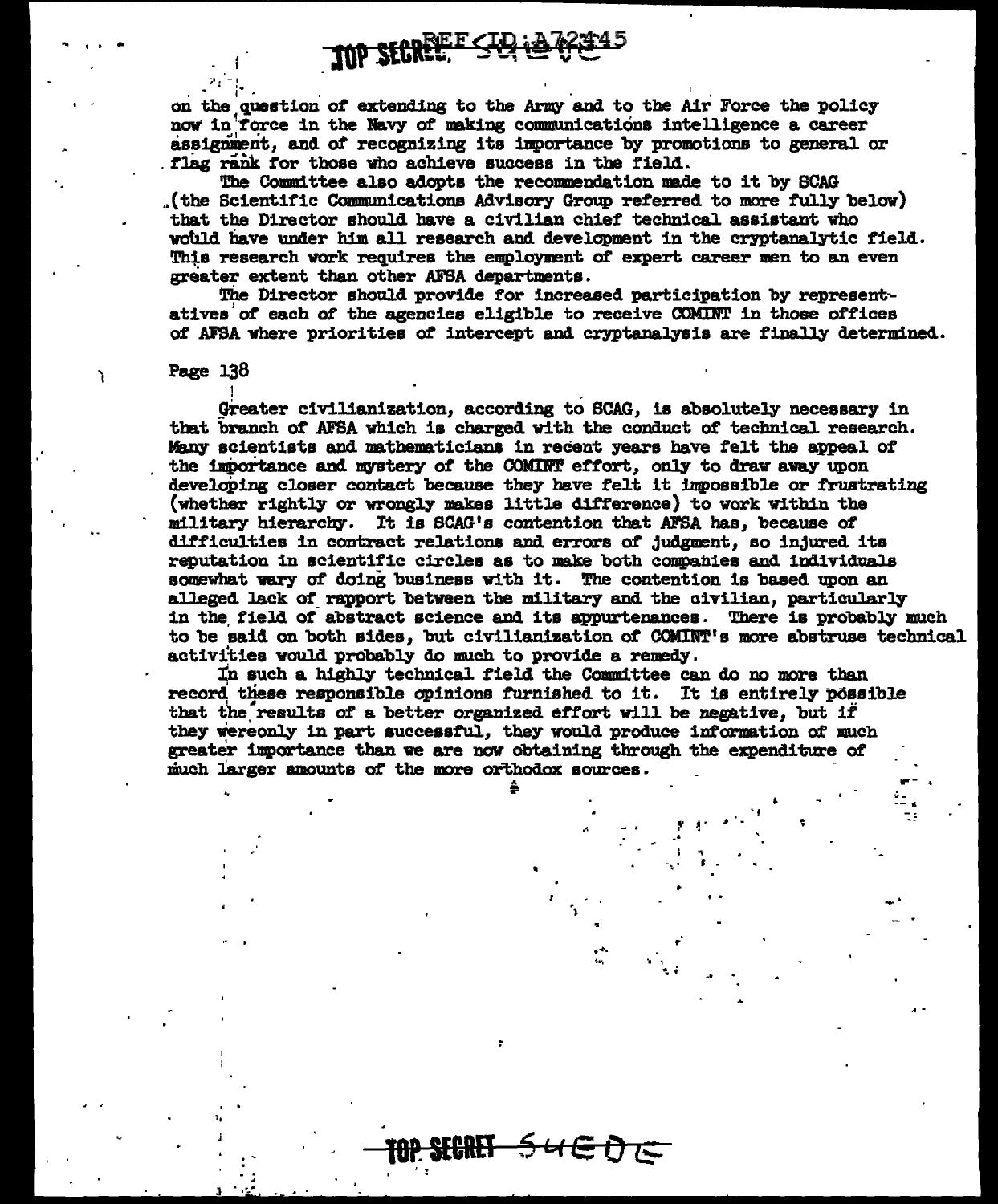on the question of extending to the Army and to the Air Force the policy now in force in the Navy of making communications intelligence a career assignment, and of recognizing its importance by promotions to general or flag rank for those who achieve success in the field.

The Committee also adopts the recommendation made to it by SCAG (the Scientific Communications Advisory Group referred to more fully below) that the Director should have a civilian chief technical assistant who would have under him all research and development in the cryptanalytic field. This research work requires the employment of expert career men to an even greater extent than other AFSA departments.

The Director should provide for increased participation by representatives of each of the agencies eligible to receive COMINT in those offices of AFSA where priorities of intercept and cryptanalysis are finally determined.

Page 138

Greater civilianization, according to SCAG, is absolutely necessary in that branch of AFSA which is charged with the conduct of technical research. Many scientists and mathematicians in recent years have felt the appeal of the importance and mystery of the COMINT effort, only to draw away upon developing closer contact because they have felt it impossible or frustrating (whether rightly or wrongly makes little difference) to work within the military hierarchy. It is SCAG's contention that AFSA has, because of difficulties in contract relations and errors of judgment, so injured its reputation in scientific circles as to make both companies and individuals somewhat wary of doing business with it. The contention is based upon an alleged lack of rapport between the military and the civilian, particularly in the field of abstract science and its appurtenances. There is probably much to be said on both sides, but civilianization of COMINT's more abstruse technical activities would probably do much to provide a remedy.

In such a highly technical field the Committee can do no more than record these responsible opinions furnished to it. It is entirely possible that the results of a better organized effort will be negative, but if they wereonly in part successful, they would produce information of much greater importance than we are now obtaining through the expenditure of much larger amounts of the more orthodox sources.